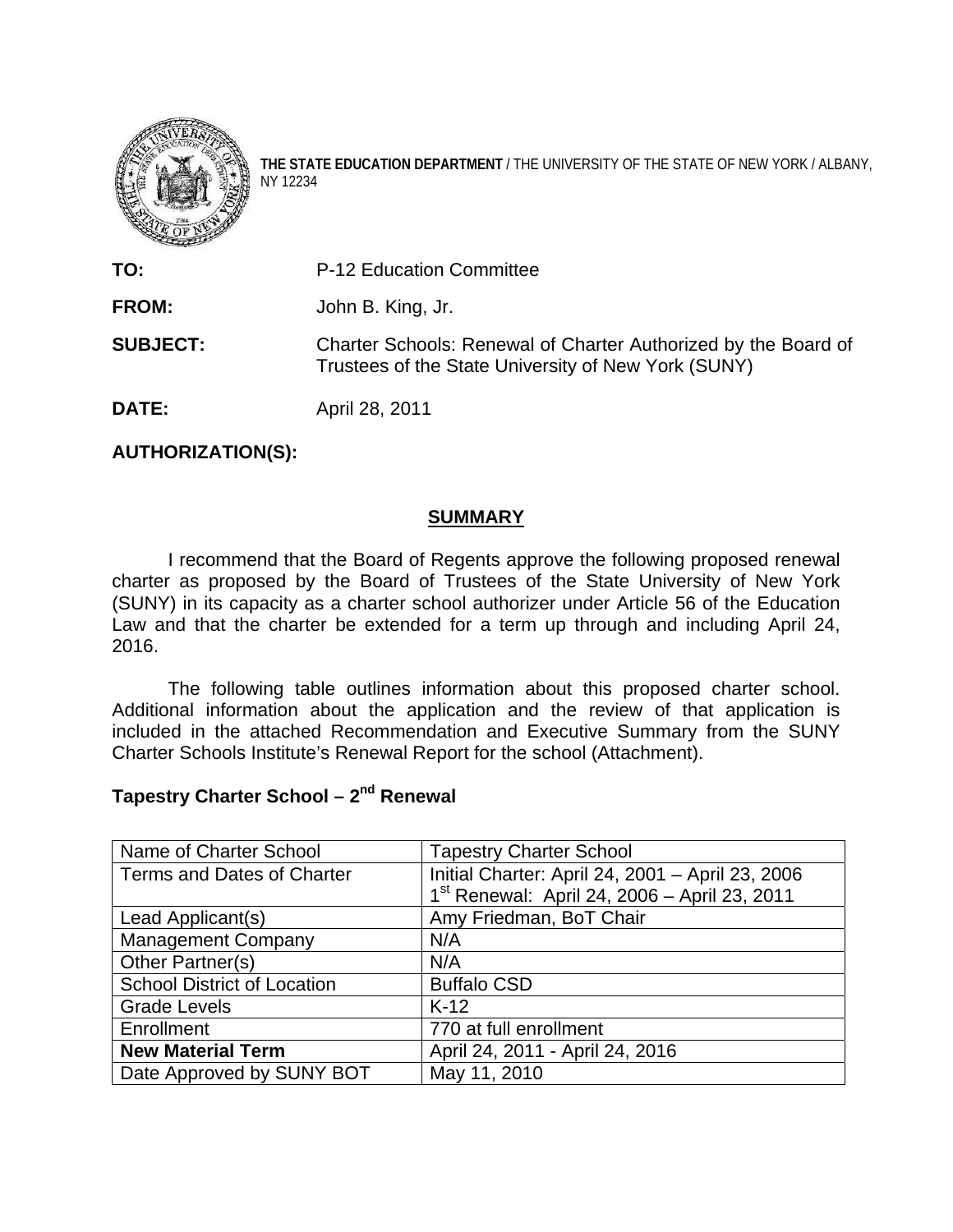**THE STATE EDUCATION DEPARTMENT** / THE UNIVERSITY OF THE STATE OF NEW YORK / ALBANY, NY 12234

**TO:** P-12 Education Committee

**FROM:** John B. King, Jr.

**SUBJECT:** Charter Schools: Renewal of Charter Authorized by the Board of Trustees of the State University of New York (SUNY)

**DATE:** April 28, 2011

**AUTHORIZATION(S):**

## SUMMARY

I recommend that the Board of Regents approve the following proposed renewal charter as proposed by the Board of Trustees of the State University of New York (SUNY) in its capacity as a charter school authorizer under Article 56 of the Education Law and that the charter be extended for a term up through and including April 24, 2016.

The following table outlines information about this proposed charter school. Additional information about the application and the review of that application is included in the attached Recommendation and Executive Summary from the SUNY Charter Schools Institute's Renewal Report for the school (Attachment).

### Tapestry Charter School – 2nd Renewal

| Name of Charter School | Tapestry Charter School |
|---|---|
| Terms and Dates of Charter | Initial Charter: April 24, 2001 – April 23, 2006<br>1st Renewal: April 24, 2006 – April 23, 2011 |
| Lead Applicant(s) | Amy Friedman, BoT Chair |
| Management Company | N/A |
| Other Partner(s) | N/A |
| School District of Location | Buffalo CSD |
| Grade Levels | K-12 |
| Enrollment | 770 at full enrollment |
| **New Material Term** | April 24, 2011 - April 24, 2016 |
| Date Approved by SUNY BOT | May 11, 2010 |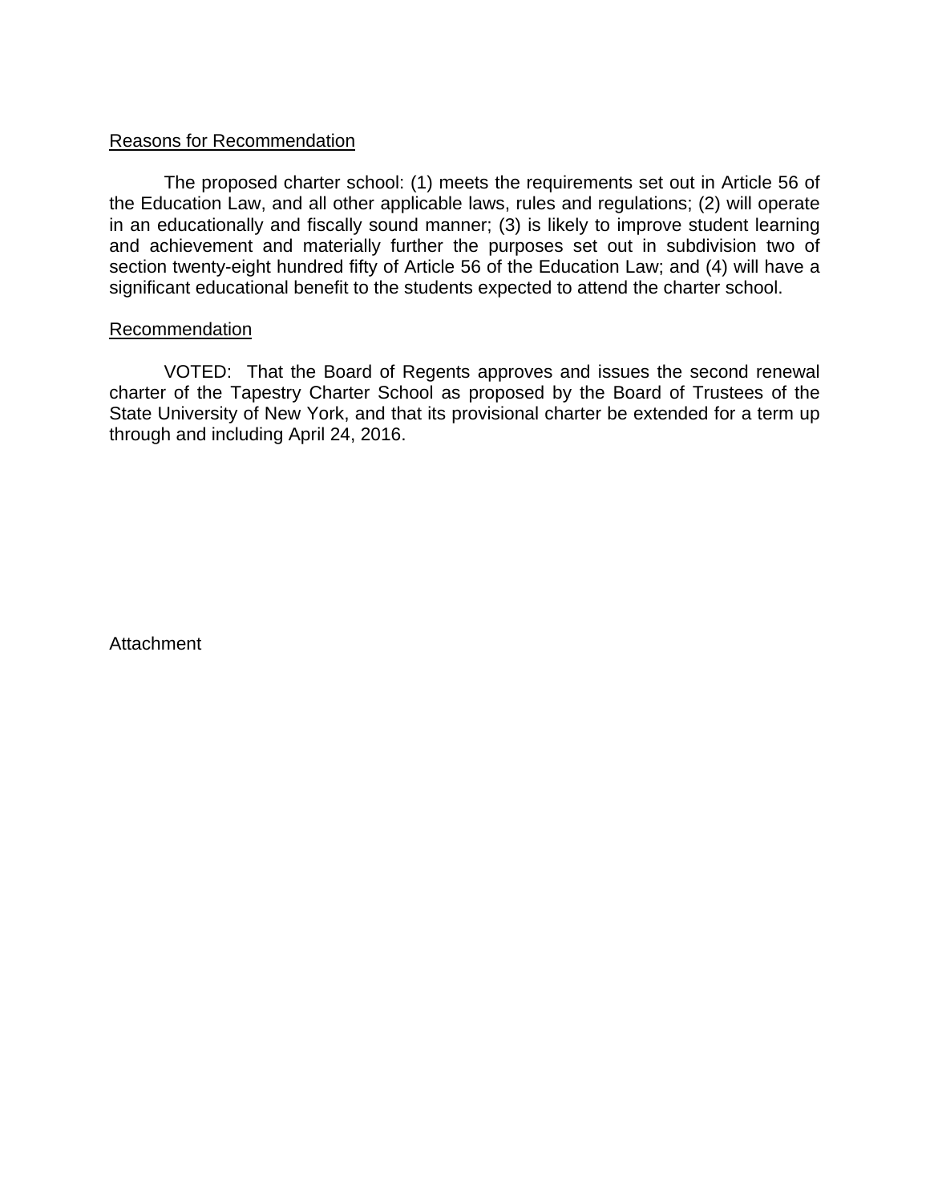Reasons for Recommendation

The proposed charter school: (1) meets the requirements set out in Article 56 of the Education Law, and all other applicable laws, rules and regulations; (2) will operate in an educationally and fiscally sound manner; (3) is likely to improve student learning and achievement and materially further the purposes set out in subdivision two of section twenty-eight hundred fifty of Article 56 of the Education Law; and (4) will have a significant educational benefit to the students expected to attend the charter school.

Recommendation

VOTED: That the Board of Regents approves and issues the second renewal charter of the Tapestry Charter School as proposed by the Board of Trustees of the State University of New York, and that its provisional charter be extended for a term up through and including April 24, 2016.

Attachment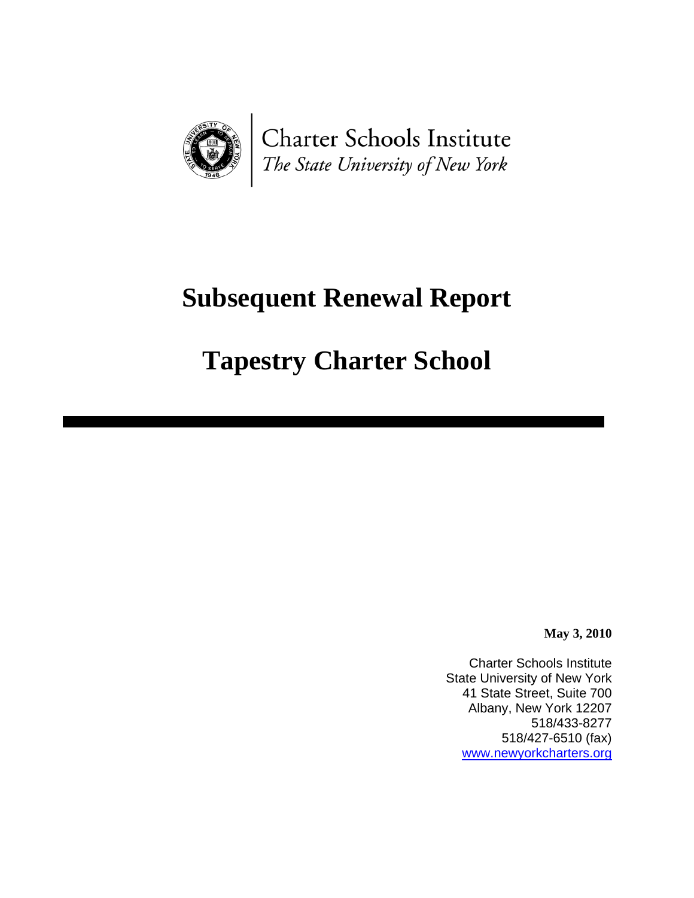Charter Schools Institute
*The State University of New York*

# Subsequent Renewal Report

# Tapestry Charter School

**May 3, 2010**

Charter Schools Institute
State University of New York
41 State Street, Suite 700
Albany, New York 12207
518/433-8277
518/427-6510 (fax)
www.newyorkcharters.org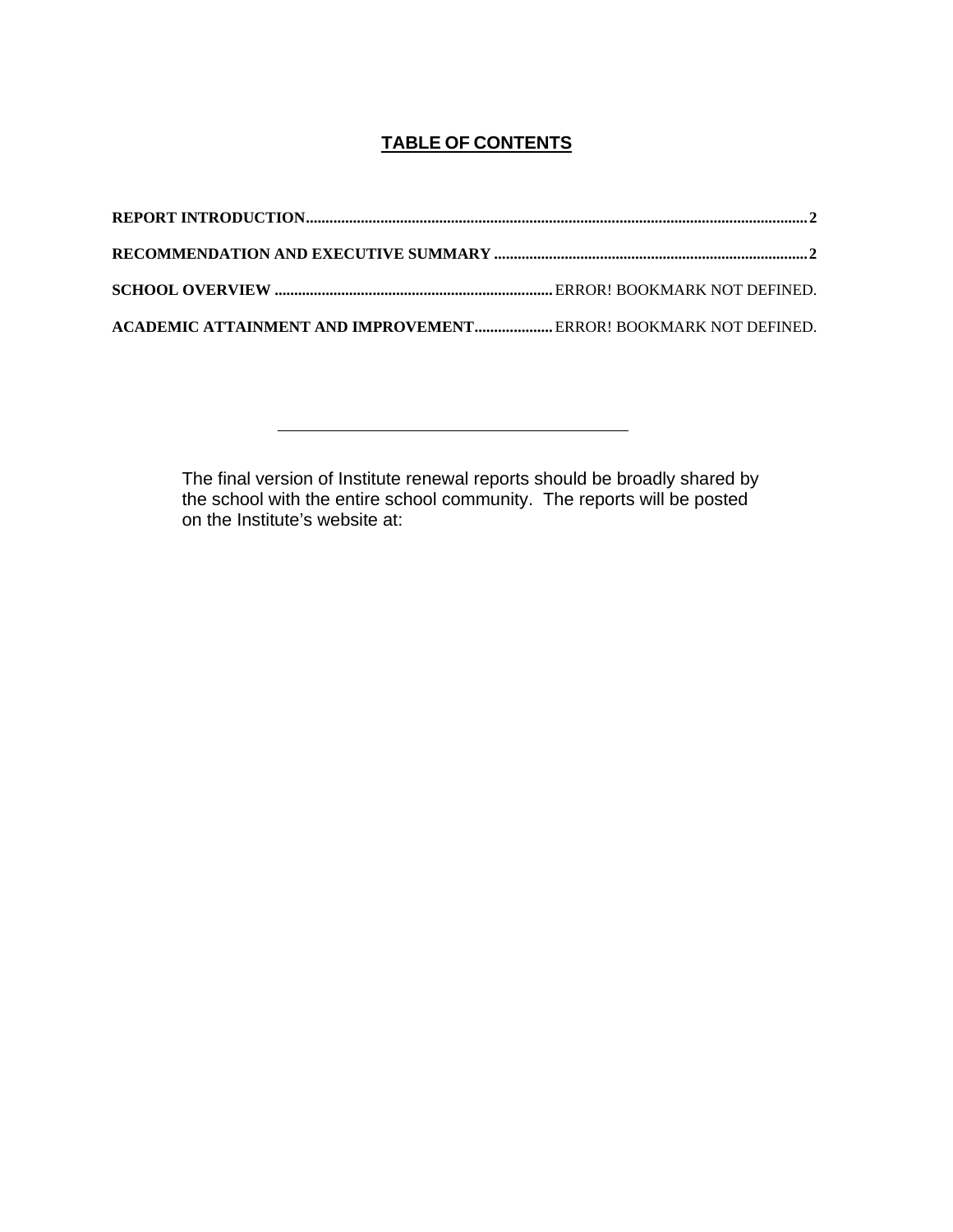## TABLE OF CONTENTS

**REPORT INTRODUCTION** .............................................................................................................................. **2**

**RECOMMENDATION AND EXECUTIVE SUMMARY** ............................................................................... **2**

**SCHOOL OVERVIEW** ....................................................................... ERROR! BOOKMARK NOT DEFINED.

**ACADEMIC ATTAINMENT AND IMPROVEMENT** .................... ERROR! BOOKMARK NOT DEFINED.

---

The final version of Institute renewal reports should be broadly shared by the school with the entire school community. The reports will be posted on the Institute's website at: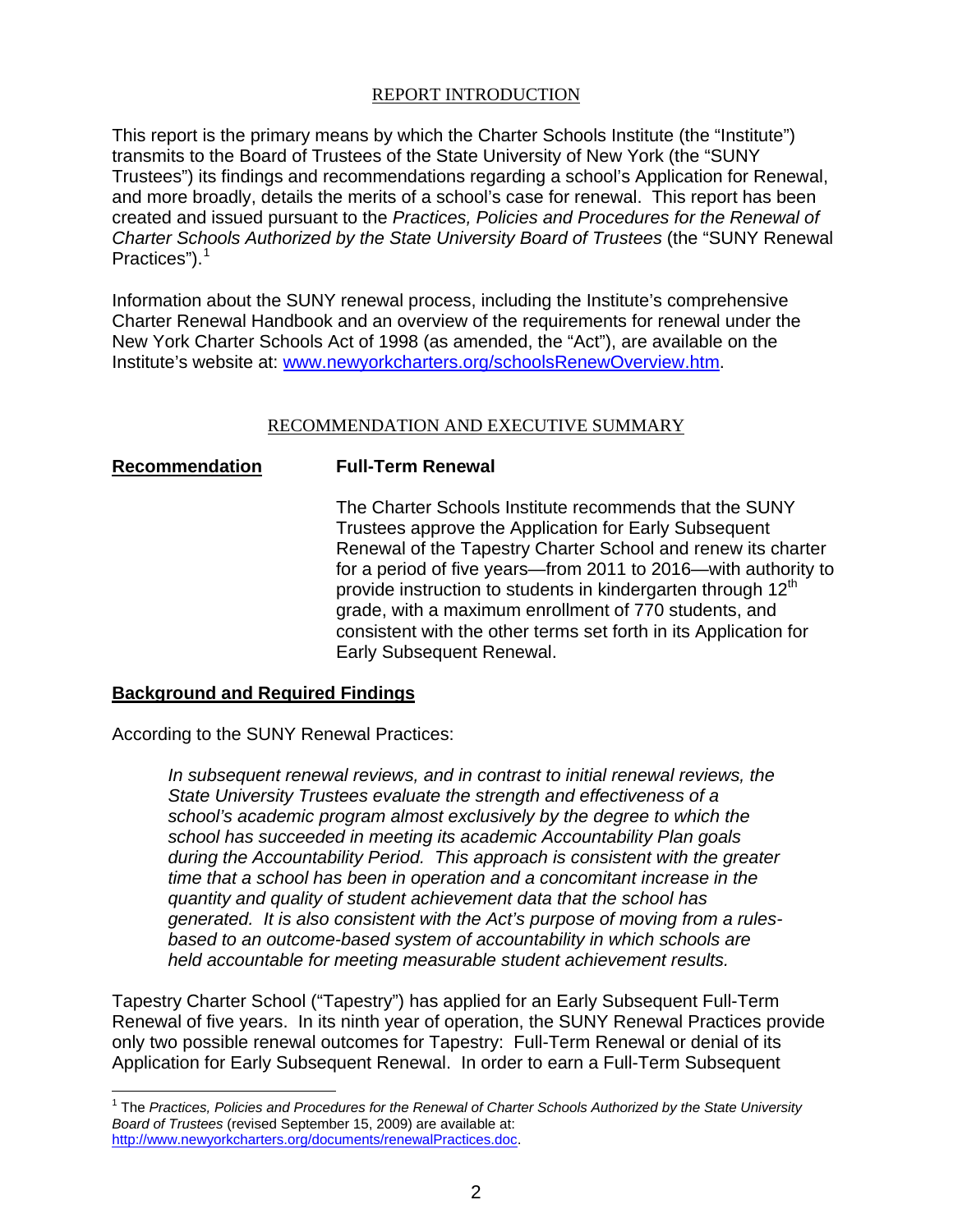## REPORT INTRODUCTION

This report is the primary means by which the Charter Schools Institute (the "Institute") transmits to the Board of Trustees of the State University of New York (the "SUNY Trustees") its findings and recommendations regarding a school's Application for Renewal, and more broadly, details the merits of a school's case for renewal. This report has been created and issued pursuant to the *Practices, Policies and Procedures for the Renewal of Charter Schools Authorized by the State University Board of Trustees* (the "SUNY Renewal Practices").[1]

Information about the SUNY renewal process, including the Institute's comprehensive Charter Renewal Handbook and an overview of the requirements for renewal under the New York Charter Schools Act of 1998 (as amended, the "Act"), are available on the Institute's website at: www.newyorkcharters.org/schoolsRenewOverview.htm.

## RECOMMENDATION AND EXECUTIVE SUMMARY

**Recommendation** **Full-Term Renewal**

The Charter Schools Institute recommends that the SUNY Trustees approve the Application for Early Subsequent Renewal of the Tapestry Charter School and renew its charter for a period of five years—from 2011 to 2016—with authority to provide instruction to students in kindergarten through 12th grade, with a maximum enrollment of 770 students, and consistent with the other terms set forth in its Application for Early Subsequent Renewal.

**Background and Required Findings**

According to the SUNY Renewal Practices:

> *In subsequent renewal reviews, and in contrast to initial renewal reviews, the State University Trustees evaluate the strength and effectiveness of a school's academic program almost exclusively by the degree to which the school has succeeded in meeting its academic Accountability Plan goals during the Accountability Period. This approach is consistent with the greater time that a school has been in operation and a concomitant increase in the quantity and quality of student achievement data that the school has generated. It is also consistent with the Act's purpose of moving from a rules-based to an outcome-based system of accountability in which schools are held accountable for meeting measurable student achievement results.*

Tapestry Charter School ("Tapestry") has applied for an Early Subsequent Full-Term Renewal of five years. In its ninth year of operation, the SUNY Renewal Practices provide only two possible renewal outcomes for Tapestry: Full-Term Renewal or denial of its Application for Early Subsequent Renewal. In order to earn a Full-Term Subsequent

[1] The *Practices, Policies and Procedures for the Renewal of Charter Schools Authorized by the State University Board of Trustees* (revised September 15, 2009) are available at: http://www.newyorkcharters.org/documents/renewalPractices.doc.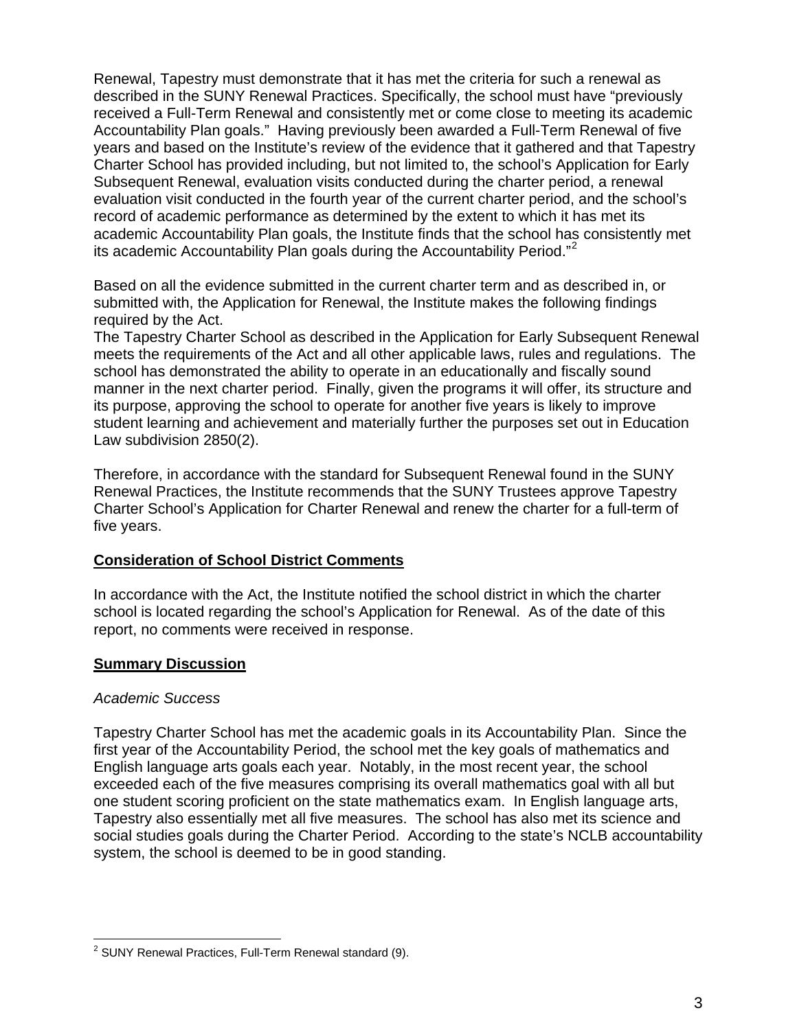Renewal, Tapestry must demonstrate that it has met the criteria for such a renewal as described in the SUNY Renewal Practices. Specifically, the school must have "previously received a Full-Term Renewal and consistently met or come close to meeting its academic Accountability Plan goals." Having previously been awarded a Full-Term Renewal of five years and based on the Institute's review of the evidence that it gathered and that Tapestry Charter School has provided including, but not limited to, the school's Application for Early Subsequent Renewal, evaluation visits conducted during the charter period, a renewal evaluation visit conducted in the fourth year of the current charter period, and the school's record of academic performance as determined by the extent to which it has met its academic Accountability Plan goals, the Institute finds that the school has consistently met its academic Accountability Plan goals during the Accountability Period."[2]

Based on all the evidence submitted in the current charter term and as described in, or submitted with, the Application for Renewal, the Institute makes the following findings required by the Act.

The Tapestry Charter School as described in the Application for Early Subsequent Renewal meets the requirements of the Act and all other applicable laws, rules and regulations. The school has demonstrated the ability to operate in an educationally and fiscally sound manner in the next charter period. Finally, given the programs it will offer, its structure and its purpose, approving the school to operate for another five years is likely to improve student learning and achievement and materially further the purposes set out in Education Law subdivision 2850(2).

Therefore, in accordance with the standard for Subsequent Renewal found in the SUNY Renewal Practices, the Institute recommends that the SUNY Trustees approve Tapestry Charter School's Application for Charter Renewal and renew the charter for a full-term of five years.

## Consideration of School District Comments

In accordance with the Act, the Institute notified the school district in which the charter school is located regarding the school's Application for Renewal. As of the date of this report, no comments were received in response.

## Summary Discussion

*Academic Success*

Tapestry Charter School has met the academic goals in its Accountability Plan. Since the first year of the Accountability Period, the school met the key goals of mathematics and English language arts goals each year. Notably, in the most recent year, the school exceeded each of the five measures comprising its overall mathematics goal with all but one student scoring proficient on the state mathematics exam. In English language arts, Tapestry also essentially met all five measures. The school has also met its science and social studies goals during the Charter Period. According to the state's NCLB accountability system, the school is deemed to be in good standing.

---

[2] SUNY Renewal Practices, Full-Term Renewal standard (9).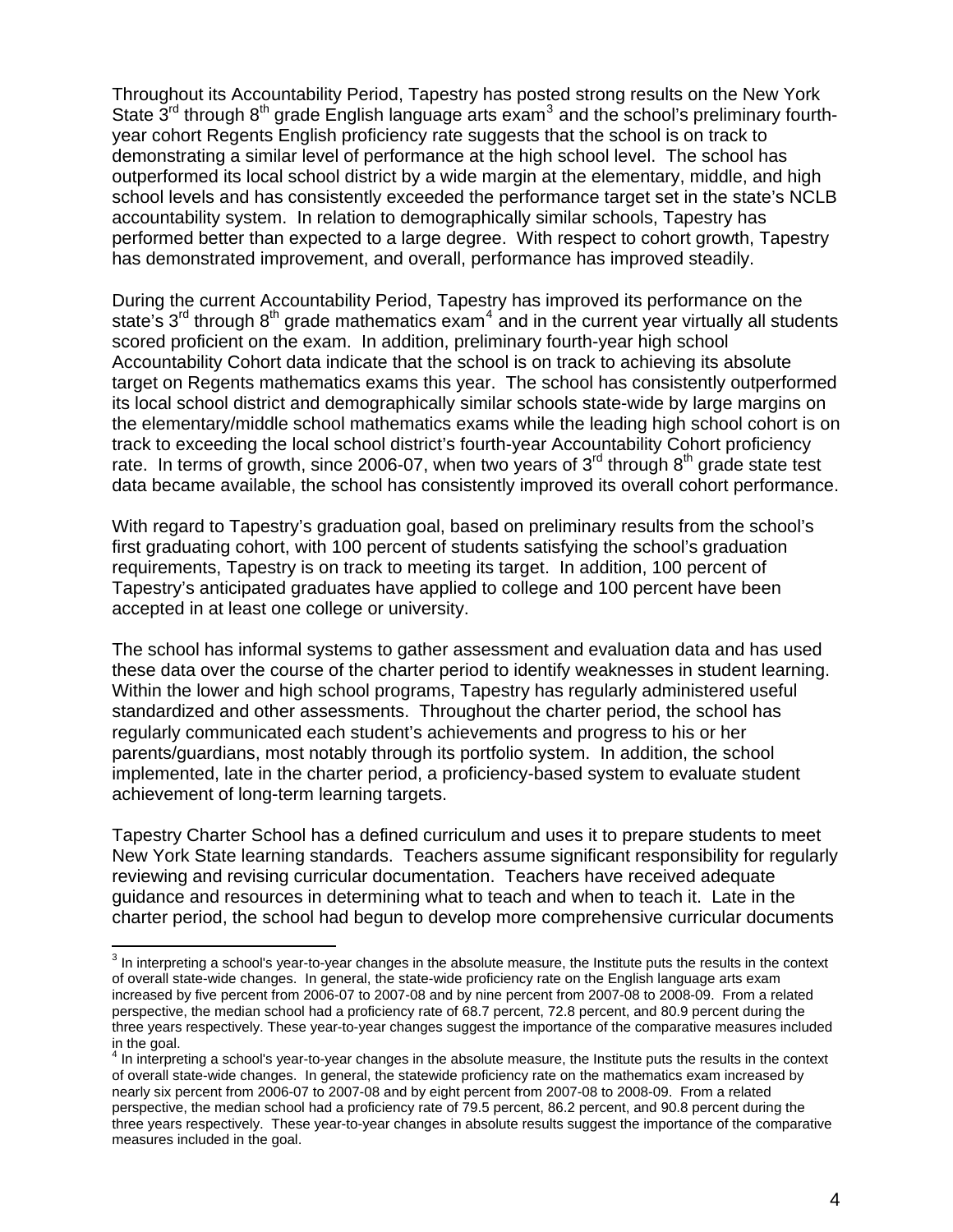Throughout its Accountability Period, Tapestry has posted strong results on the New York State 3rd through 8th grade English language arts exam[3] and the school's preliminary fourth-year cohort Regents English proficiency rate suggests that the school is on track to demonstrating a similar level of performance at the high school level. The school has outperformed its local school district by a wide margin at the elementary, middle, and high school levels and has consistently exceeded the performance target set in the state's NCLB accountability system. In relation to demographically similar schools, Tapestry has performed better than expected to a large degree. With respect to cohort growth, Tapestry has demonstrated improvement, and overall, performance has improved steadily.

During the current Accountability Period, Tapestry has improved its performance on the state's 3rd through 8th grade mathematics exam[4] and in the current year virtually all students scored proficient on the exam. In addition, preliminary fourth-year high school Accountability Cohort data indicate that the school is on track to achieving its absolute target on Regents mathematics exams this year. The school has consistently outperformed its local school district and demographically similar schools state-wide by large margins on the elementary/middle school mathematics exams while the leading high school cohort is on track to exceeding the local school district's fourth-year Accountability Cohort proficiency rate. In terms of growth, since 2006-07, when two years of 3rd through 8th grade state test data became available, the school has consistently improved its overall cohort performance.

With regard to Tapestry's graduation goal, based on preliminary results from the school's first graduating cohort, with 100 percent of students satisfying the school's graduation requirements, Tapestry is on track to meeting its target. In addition, 100 percent of Tapestry's anticipated graduates have applied to college and 100 percent have been accepted in at least one college or university.

The school has informal systems to gather assessment and evaluation data and has used these data over the course of the charter period to identify weaknesses in student learning. Within the lower and high school programs, Tapestry has regularly administered useful standardized and other assessments. Throughout the charter period, the school has regularly communicated each student's achievements and progress to his or her parents/guardians, most notably through its portfolio system. In addition, the school implemented, late in the charter period, a proficiency-based system to evaluate student achievement of long-term learning targets.

Tapestry Charter School has a defined curriculum and uses it to prepare students to meet New York State learning standards. Teachers assume significant responsibility for regularly reviewing and revising curricular documentation. Teachers have received adequate guidance and resources in determining what to teach and when to teach it. Late in the charter period, the school had begun to develop more comprehensive curricular documents

---

[3] In interpreting a school's year-to-year changes in the absolute measure, the Institute puts the results in the context of overall state-wide changes. In general, the state-wide proficiency rate on the English language arts exam increased by five percent from 2006-07 to 2007-08 and by nine percent from 2007-08 to 2008-09. From a related perspective, the median school had a proficiency rate of 68.7 percent, 72.8 percent, and 80.9 percent during the three years respectively. These year-to-year changes suggest the importance of the comparative measures included in the goal.

[4] In interpreting a school's year-to-year changes in the absolute measure, the Institute puts the results in the context of overall state-wide changes. In general, the statewide proficiency rate on the mathematics exam increased by nearly six percent from 2006-07 to 2007-08 and by eight percent from 2007-08 to 2008-09. From a related perspective, the median school had a proficiency rate of 79.5 percent, 86.2 percent, and 90.8 percent during the three years respectively. These year-to-year changes in absolute results suggest the importance of the comparative measures included in the goal.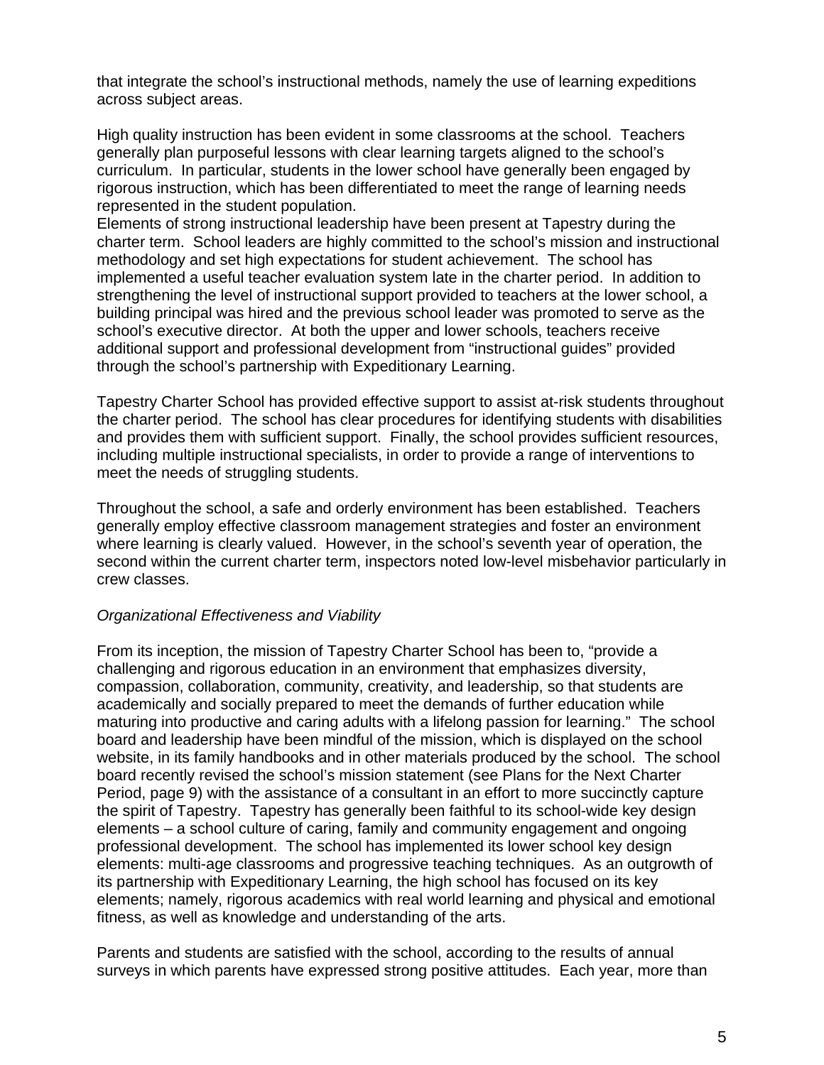that integrate the school's instructional methods, namely the use of learning expeditions across subject areas.

High quality instruction has been evident in some classrooms at the school. Teachers generally plan purposeful lessons with clear learning targets aligned to the school's curriculum. In particular, students in the lower school have generally been engaged by rigorous instruction, which has been differentiated to meet the range of learning needs represented in the student population.

Elements of strong instructional leadership have been present at Tapestry during the charter term. School leaders are highly committed to the school's mission and instructional methodology and set high expectations for student achievement. The school has implemented a useful teacher evaluation system late in the charter period. In addition to strengthening the level of instructional support provided to teachers at the lower school, a building principal was hired and the previous school leader was promoted to serve as the school's executive director. At both the upper and lower schools, teachers receive additional support and professional development from "instructional guides" provided through the school's partnership with Expeditionary Learning.

Tapestry Charter School has provided effective support to assist at-risk students throughout the charter period. The school has clear procedures for identifying students with disabilities and provides them with sufficient support. Finally, the school provides sufficient resources, including multiple instructional specialists, in order to provide a range of interventions to meet the needs of struggling students.

Throughout the school, a safe and orderly environment has been established. Teachers generally employ effective classroom management strategies and foster an environment where learning is clearly valued. However, in the school's seventh year of operation, the second within the current charter term, inspectors noted low-level misbehavior particularly in crew classes.

*Organizational Effectiveness and Viability*

From its inception, the mission of Tapestry Charter School has been to, "provide a challenging and rigorous education in an environment that emphasizes diversity, compassion, collaboration, community, creativity, and leadership, so that students are academically and socially prepared to meet the demands of further education while maturing into productive and caring adults with a lifelong passion for learning." The school board and leadership have been mindful of the mission, which is displayed on the school website, in its family handbooks and in other materials produced by the school. The school board recently revised the school's mission statement (see Plans for the Next Charter Period, page 9) with the assistance of a consultant in an effort to more succinctly capture the spirit of Tapestry. Tapestry has generally been faithful to its school-wide key design elements – a school culture of caring, family and community engagement and ongoing professional development. The school has implemented its lower school key design elements: multi-age classrooms and progressive teaching techniques. As an outgrowth of its partnership with Expeditionary Learning, the high school has focused on its key elements; namely, rigorous academics with real world learning and physical and emotional fitness, as well as knowledge and understanding of the arts.

Parents and students are satisfied with the school, according to the results of annual surveys in which parents have expressed strong positive attitudes. Each year, more than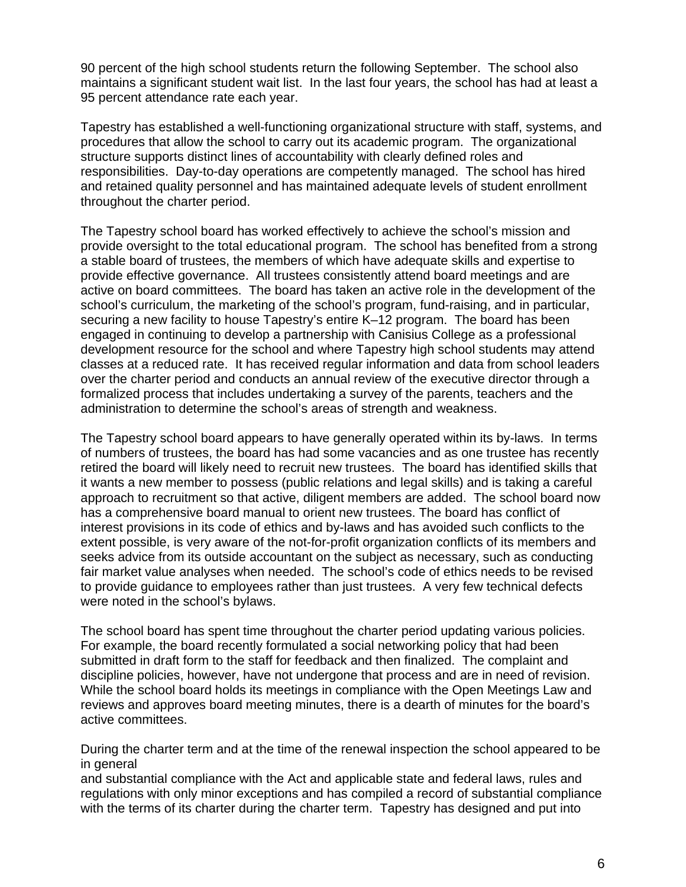90 percent of the high school students return the following September. The school also maintains a significant student wait list. In the last four years, the school has had at least a 95 percent attendance rate each year.

Tapestry has established a well-functioning organizational structure with staff, systems, and procedures that allow the school to carry out its academic program. The organizational structure supports distinct lines of accountability with clearly defined roles and responsibilities. Day-to-day operations are competently managed. The school has hired and retained quality personnel and has maintained adequate levels of student enrollment throughout the charter period.

The Tapestry school board has worked effectively to achieve the school's mission and provide oversight to the total educational program. The school has benefited from a strong a stable board of trustees, the members of which have adequate skills and expertise to provide effective governance. All trustees consistently attend board meetings and are active on board committees. The board has taken an active role in the development of the school's curriculum, the marketing of the school's program, fund-raising, and in particular, securing a new facility to house Tapestry's entire K–12 program. The board has been engaged in continuing to develop a partnership with Canisius College as a professional development resource for the school and where Tapestry high school students may attend classes at a reduced rate. It has received regular information and data from school leaders over the charter period and conducts an annual review of the executive director through a formalized process that includes undertaking a survey of the parents, teachers and the administration to determine the school's areas of strength and weakness.

The Tapestry school board appears to have generally operated within its by-laws. In terms of numbers of trustees, the board has had some vacancies and as one trustee has recently retired the board will likely need to recruit new trustees. The board has identified skills that it wants a new member to possess (public relations and legal skills) and is taking a careful approach to recruitment so that active, diligent members are added. The school board now has a comprehensive board manual to orient new trustees. The board has conflict of interest provisions in its code of ethics and by-laws and has avoided such conflicts to the extent possible, is very aware of the not-for-profit organization conflicts of its members and seeks advice from its outside accountant on the subject as necessary, such as conducting fair market value analyses when needed. The school's code of ethics needs to be revised to provide guidance to employees rather than just trustees. A very few technical defects were noted in the school's bylaws.

The school board has spent time throughout the charter period updating various policies. For example, the board recently formulated a social networking policy that had been submitted in draft form to the staff for feedback and then finalized. The complaint and discipline policies, however, have not undergone that process and are in need of revision. While the school board holds its meetings in compliance with the Open Meetings Law and reviews and approves board meeting minutes, there is a dearth of minutes for the board's active committees.

During the charter term and at the time of the renewal inspection the school appeared to be in general and substantial compliance with the Act and applicable state and federal laws, rules and regulations with only minor exceptions and has compiled a record of substantial compliance with the terms of its charter during the charter term. Tapestry has designed and put into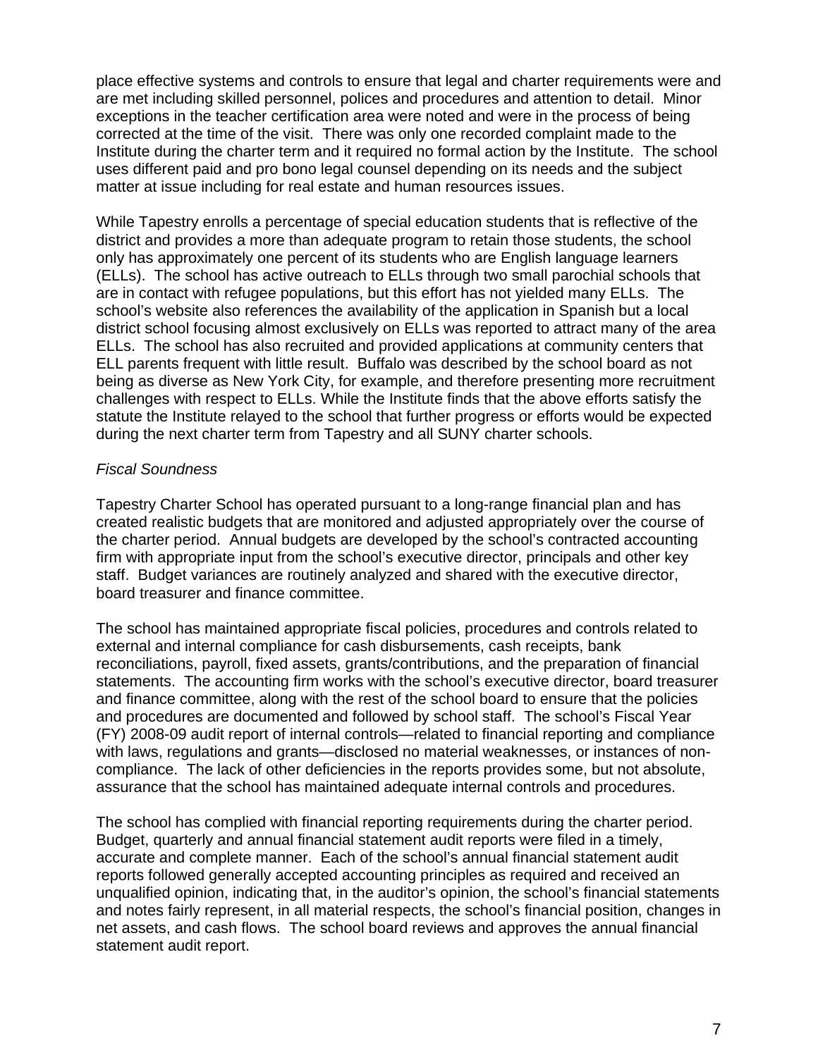place effective systems and controls to ensure that legal and charter requirements were and are met including skilled personnel, polices and procedures and attention to detail. Minor exceptions in the teacher certification area were noted and were in the process of being corrected at the time of the visit. There was only one recorded complaint made to the Institute during the charter term and it required no formal action by the Institute. The school uses different paid and pro bono legal counsel depending on its needs and the subject matter at issue including for real estate and human resources issues.

While Tapestry enrolls a percentage of special education students that is reflective of the district and provides a more than adequate program to retain those students, the school only has approximately one percent of its students who are English language learners (ELLs). The school has active outreach to ELLs through two small parochial schools that are in contact with refugee populations, but this effort has not yielded many ELLs. The school's website also references the availability of the application in Spanish but a local district school focusing almost exclusively on ELLs was reported to attract many of the area ELLs. The school has also recruited and provided applications at community centers that ELL parents frequent with little result. Buffalo was described by the school board as not being as diverse as New York City, for example, and therefore presenting more recruitment challenges with respect to ELLs. While the Institute finds that the above efforts satisfy the statute the Institute relayed to the school that further progress or efforts would be expected during the next charter term from Tapestry and all SUNY charter schools.

*Fiscal Soundness*

Tapestry Charter School has operated pursuant to a long-range financial plan and has created realistic budgets that are monitored and adjusted appropriately over the course of the charter period. Annual budgets are developed by the school's contracted accounting firm with appropriate input from the school's executive director, principals and other key staff. Budget variances are routinely analyzed and shared with the executive director, board treasurer and finance committee.

The school has maintained appropriate fiscal policies, procedures and controls related to external and internal compliance for cash disbursements, cash receipts, bank reconciliations, payroll, fixed assets, grants/contributions, and the preparation of financial statements. The accounting firm works with the school's executive director, board treasurer and finance committee, along with the rest of the school board to ensure that the policies and procedures are documented and followed by school staff. The school's Fiscal Year (FY) 2008-09 audit report of internal controls—related to financial reporting and compliance with laws, regulations and grants—disclosed no material weaknesses, or instances of non-compliance. The lack of other deficiencies in the reports provides some, but not absolute, assurance that the school has maintained adequate internal controls and procedures.

The school has complied with financial reporting requirements during the charter period. Budget, quarterly and annual financial statement audit reports were filed in a timely, accurate and complete manner. Each of the school's annual financial statement audit reports followed generally accepted accounting principles as required and received an unqualified opinion, indicating that, in the auditor's opinion, the school's financial statements and notes fairly represent, in all material respects, the school's financial position, changes in net assets, and cash flows. The school board reviews and approves the annual financial statement audit report.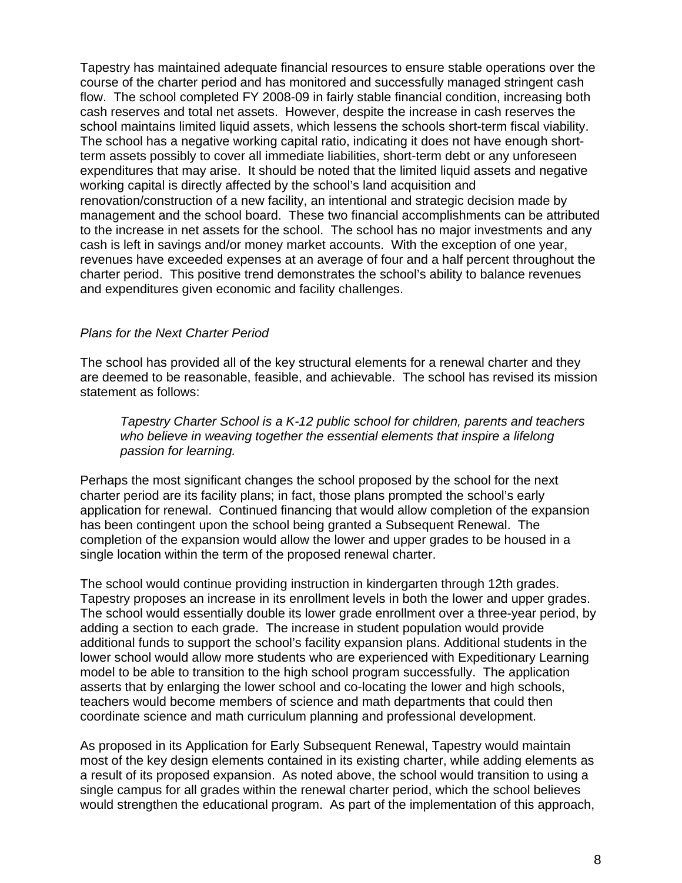Tapestry has maintained adequate financial resources to ensure stable operations over the course of the charter period and has monitored and successfully managed stringent cash flow. The school completed FY 2008-09 in fairly stable financial condition, increasing both cash reserves and total net assets. However, despite the increase in cash reserves the school maintains limited liquid assets, which lessens the schools short-term fiscal viability. The school has a negative working capital ratio, indicating it does not have enough short-term assets possibly to cover all immediate liabilities, short-term debt or any unforeseen expenditures that may arise. It should be noted that the limited liquid assets and negative working capital is directly affected by the school's land acquisition and renovation/construction of a new facility, an intentional and strategic decision made by management and the school board. These two financial accomplishments can be attributed to the increase in net assets for the school. The school has no major investments and any cash is left in savings and/or money market accounts. With the exception of one year, revenues have exceeded expenses at an average of four and a half percent throughout the charter period. This positive trend demonstrates the school's ability to balance revenues and expenditures given economic and facility challenges.

*Plans for the Next Charter Period*

The school has provided all of the key structural elements for a renewal charter and they are deemed to be reasonable, feasible, and achievable. The school has revised its mission statement as follows:

> *Tapestry Charter School is a K-12 public school for children, parents and teachers who believe in weaving together the essential elements that inspire a lifelong passion for learning.*

Perhaps the most significant changes the school proposed by the school for the next charter period are its facility plans; in fact, those plans prompted the school's early application for renewal. Continued financing that would allow completion of the expansion has been contingent upon the school being granted a Subsequent Renewal. The completion of the expansion would allow the lower and upper grades to be housed in a single location within the term of the proposed renewal charter.

The school would continue providing instruction in kindergarten through 12th grades. Tapestry proposes an increase in its enrollment levels in both the lower and upper grades. The school would essentially double its lower grade enrollment over a three-year period, by adding a section to each grade. The increase in student population would provide additional funds to support the school's facility expansion plans. Additional students in the lower school would allow more students who are experienced with Expeditionary Learning model to be able to transition to the high school program successfully. The application asserts that by enlarging the lower school and co-locating the lower and high schools, teachers would become members of science and math departments that could then coordinate science and math curriculum planning and professional development.

As proposed in its Application for Early Subsequent Renewal, Tapestry would maintain most of the key design elements contained in its existing charter, while adding elements as a result of its proposed expansion. As noted above, the school would transition to using a single campus for all grades within the renewal charter period, which the school believes would strengthen the educational program. As part of the implementation of this approach,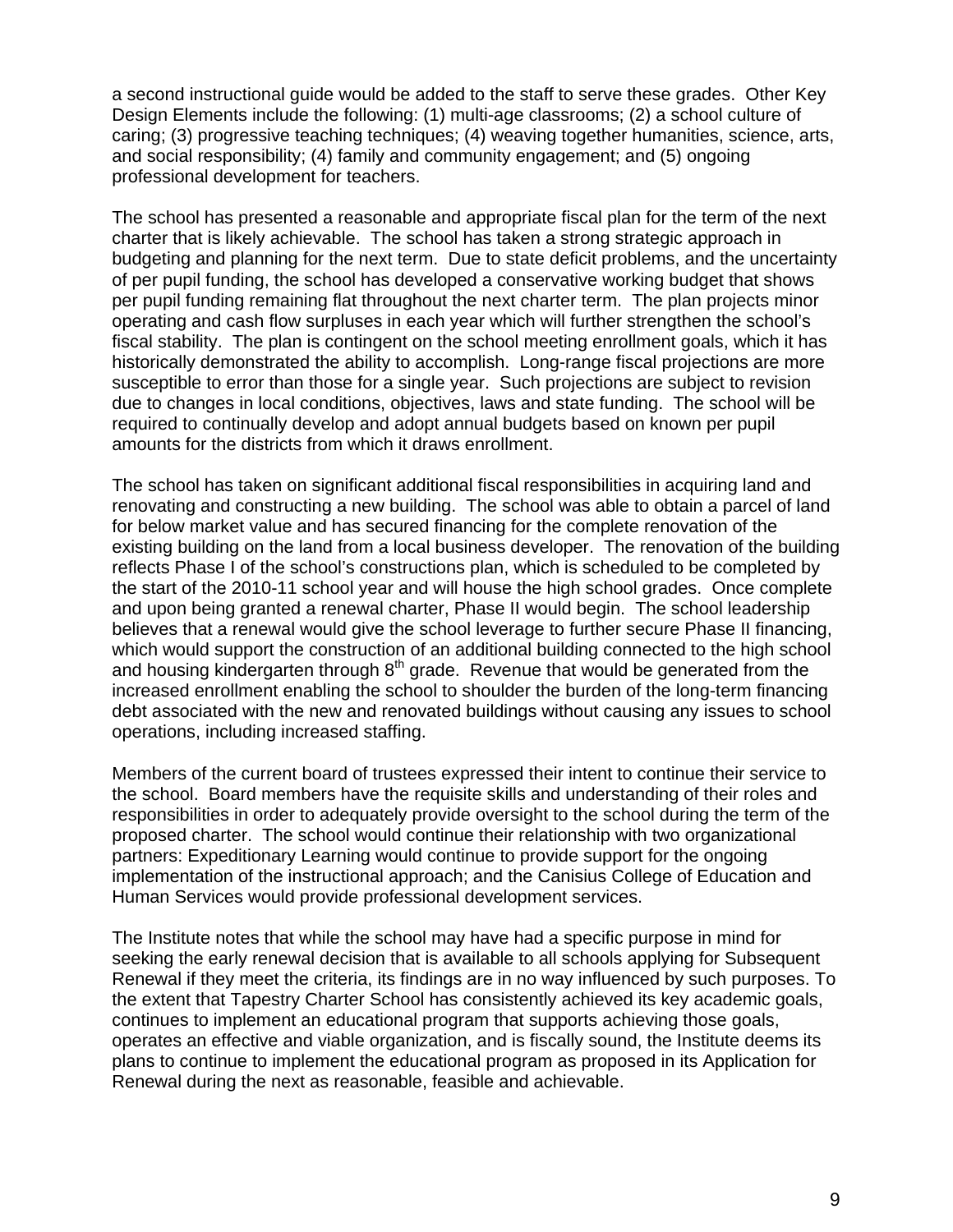a second instructional guide would be added to the staff to serve these grades. Other Key Design Elements include the following: (1) multi-age classrooms; (2) a school culture of caring; (3) progressive teaching techniques; (4) weaving together humanities, science, arts, and social responsibility; (4) family and community engagement; and (5) ongoing professional development for teachers.

The school has presented a reasonable and appropriate fiscal plan for the term of the next charter that is likely achievable. The school has taken a strong strategic approach in budgeting and planning for the next term. Due to state deficit problems, and the uncertainty of per pupil funding, the school has developed a conservative working budget that shows per pupil funding remaining flat throughout the next charter term. The plan projects minor operating and cash flow surpluses in each year which will further strengthen the school's fiscal stability. The plan is contingent on the school meeting enrollment goals, which it has historically demonstrated the ability to accomplish. Long-range fiscal projections are more susceptible to error than those for a single year. Such projections are subject to revision due to changes in local conditions, objectives, laws and state funding. The school will be required to continually develop and adopt annual budgets based on known per pupil amounts for the districts from which it draws enrollment.

The school has taken on significant additional fiscal responsibilities in acquiring land and renovating and constructing a new building. The school was able to obtain a parcel of land for below market value and has secured financing for the complete renovation of the existing building on the land from a local business developer. The renovation of the building reflects Phase I of the school's constructions plan, which is scheduled to be completed by the start of the 2010-11 school year and will house the high school grades. Once complete and upon being granted a renewal charter, Phase II would begin. The school leadership believes that a renewal would give the school leverage to further secure Phase II financing, which would support the construction of an additional building connected to the high school and housing kindergarten through 8th grade. Revenue that would be generated from the increased enrollment enabling the school to shoulder the burden of the long-term financing debt associated with the new and renovated buildings without causing any issues to school operations, including increased staffing.

Members of the current board of trustees expressed their intent to continue their service to the school. Board members have the requisite skills and understanding of their roles and responsibilities in order to adequately provide oversight to the school during the term of the proposed charter. The school would continue their relationship with two organizational partners: Expeditionary Learning would continue to provide support for the ongoing implementation of the instructional approach; and the Canisius College of Education and Human Services would provide professional development services.

The Institute notes that while the school may have had a specific purpose in mind for seeking the early renewal decision that is available to all schools applying for Subsequent Renewal if they meet the criteria, its findings are in no way influenced by such purposes. To the extent that Tapestry Charter School has consistently achieved its key academic goals, continues to implement an educational program that supports achieving those goals, operates an effective and viable organization, and is fiscally sound, the Institute deems its plans to continue to implement the educational program as proposed in its Application for Renewal during the next as reasonable, feasible and achievable.